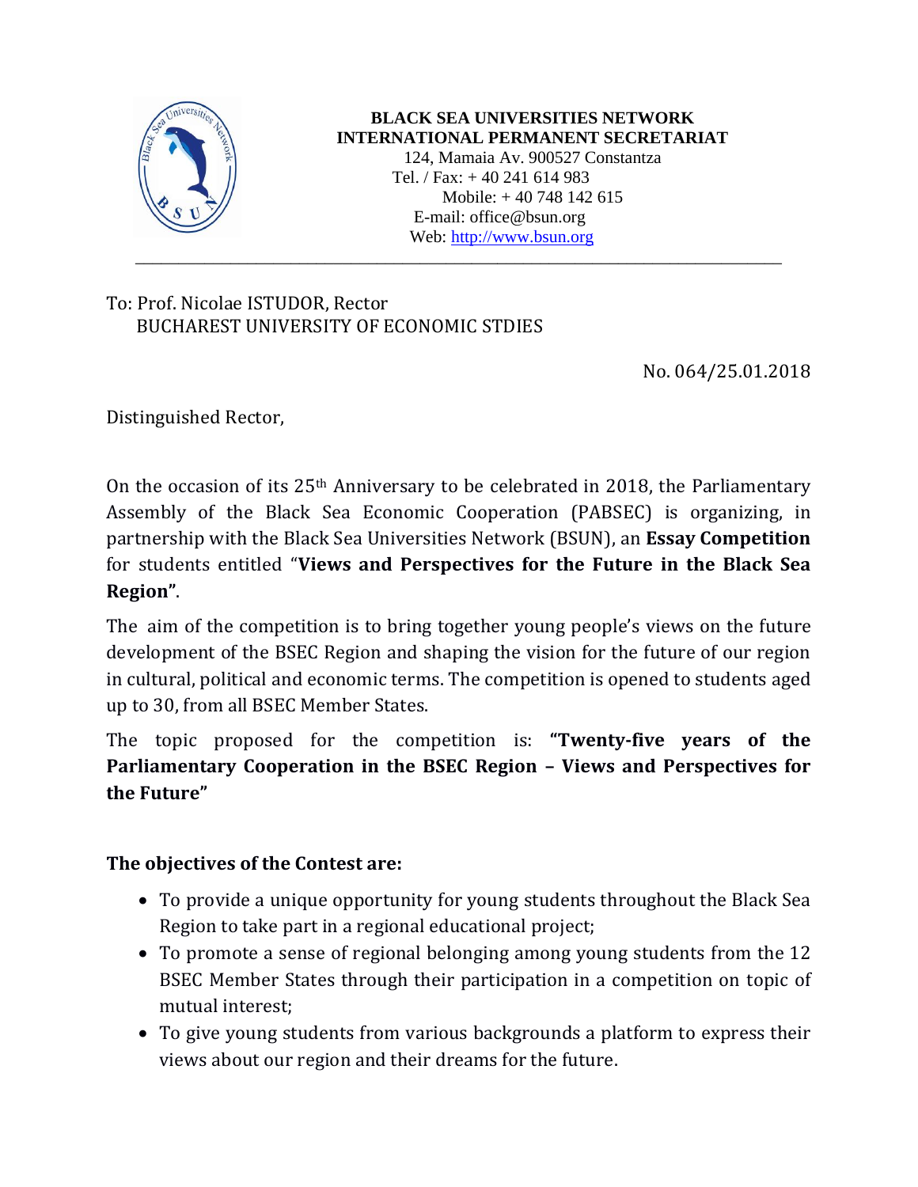**BLACK SEA UNIVERSITIES NETWORK**
**INTERNATIONAL PERMANENT SECRETARIAT**
124, Mamaia Av. 900527 Constantza
Tel. / Fax: + 40 241 614 983
Mobile: + 40 748 142 615
E-mail: office@bsun.org
Web: http://www.bsun.org

---

To: Prof. Nicolae ISTUDOR, Rector
BUCHAREST UNIVERSITY OF ECONOMIC STDIES

No. 064/25.01.2018

Distinguished Rector,

On the occasion of its 25th Anniversary to be celebrated in 2018, the Parliamentary Assembly of the Black Sea Economic Cooperation (PABSEC) is organizing, in partnership with the Black Sea Universities Network (BSUN), an **Essay Competition** for students entitled "**Views and Perspectives for the Future in the Black Sea Region"**.

The aim of the competition is to bring together young people's views on the future development of the BSEC Region and shaping the vision for the future of our region in cultural, political and economic terms. The competition is opened to students aged up to 30, from all BSEC Member States.

The topic proposed for the competition is: **"Twenty-five years of the Parliamentary Cooperation in the BSEC Region – Views and Perspectives for the Future"**

**The objectives of the Contest are:**

- To provide a unique opportunity for young students throughout the Black Sea Region to take part in a regional educational project;
- To promote a sense of regional belonging among young students from the 12 BSEC Member States through their participation in a competition on topic of mutual interest;
- To give young students from various backgrounds a platform to express their views about our region and their dreams for the future.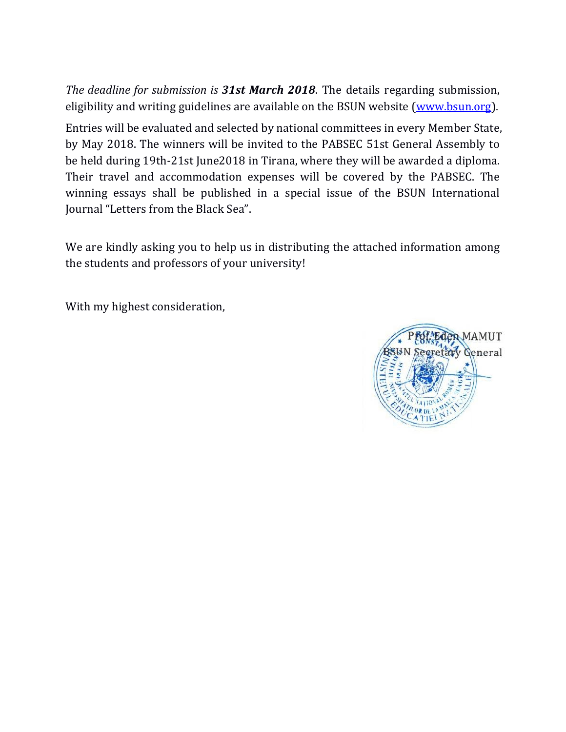*The deadline for submission is **31st March 2018***. The details regarding submission, eligibility and writing guidelines are available on the BSUN website (www.bsun.org).

Entries will be evaluated and selected by national committees in every Member State, by May 2018. The winners will be invited to the PABSEC 51st General Assembly to be held during 19th-21st June2018 in Tirana, where they will be awarded a diploma. Their travel and accommodation expenses will be covered by the PABSEC. The winning essays shall be published in a special issue of the BSUN International Journal "Letters from the Black Sea".

We are kindly asking you to help us in distributing the attached information among the students and professors of your university!

With my highest consideration,

Prof. Eden MAMUT
BSUN Secretary General